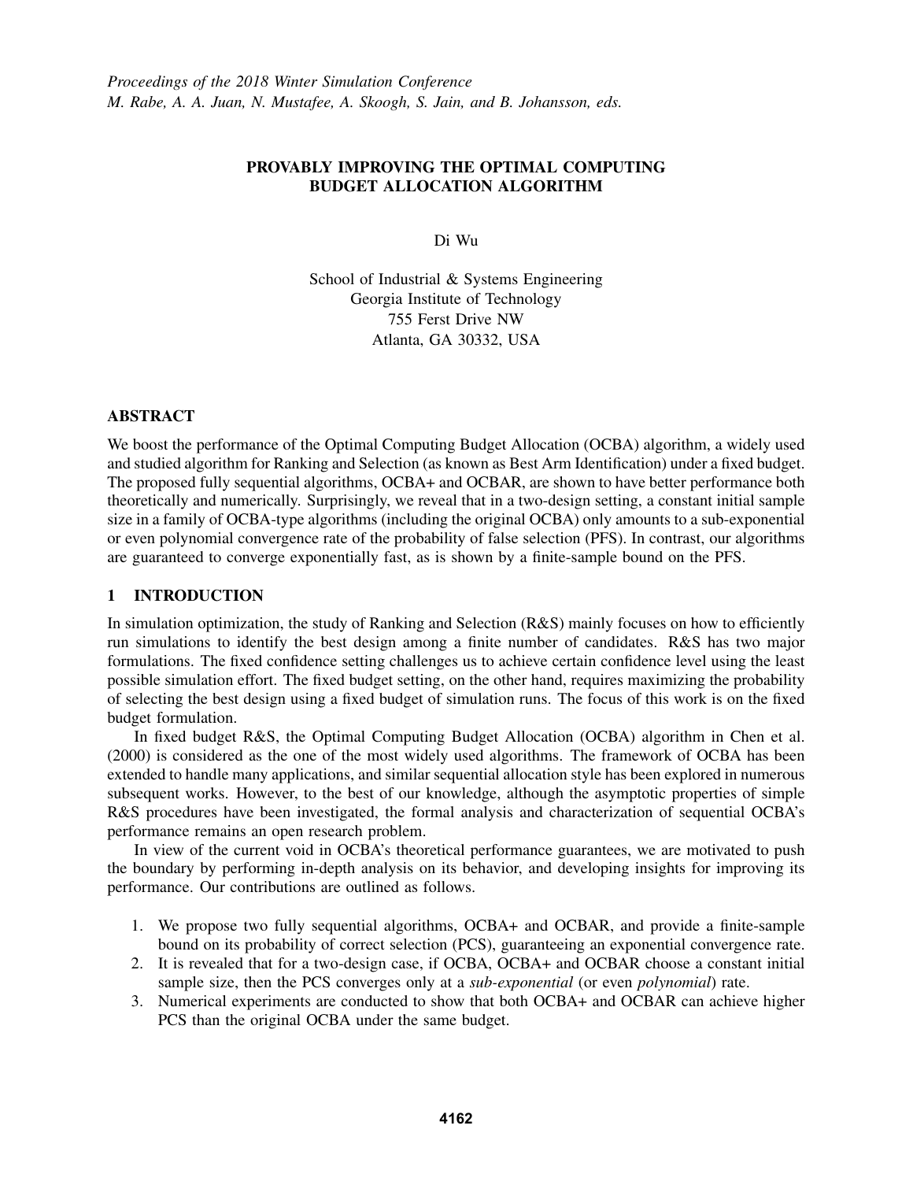# PROVABLY IMPROVING THE OPTIMAL COMPUTING BUDGET ALLOCATION ALGORITHM

Di Wu

School of Industrial & Systems Engineering
Georgia Institute of Technology
755 Ferst Drive NW
Atlanta, GA 30332, USA

## ABSTRACT

We boost the performance of the Optimal Computing Budget Allocation (OCBA) algorithm, a widely used and studied algorithm for Ranking and Selection (as known as Best Arm Identification) under a fixed budget. The proposed fully sequential algorithms, OCBA+ and OCBAR, are shown to have better performance both theoretically and numerically. Surprisingly, we reveal that in a two-design setting, a constant initial sample size in a family of OCBA-type algorithms (including the original OCBA) only amounts to a sub-exponential or even polynomial convergence rate of the probability of false selection (PFS). In contrast, our algorithms are guaranteed to converge exponentially fast, as is shown by a finite-sample bound on the PFS.

## 1 INTRODUCTION

In simulation optimization, the study of Ranking and Selection (R&S) mainly focuses on how to efficiently run simulations to identify the best design among a finite number of candidates. R&S has two major formulations. The fixed confidence setting challenges us to achieve certain confidence level using the least possible simulation effort. The fixed budget setting, on the other hand, requires maximizing the probability of selecting the best design using a fixed budget of simulation runs. The focus of this work is on the fixed budget formulation.

In fixed budget R&S, the Optimal Computing Budget Allocation (OCBA) algorithm in Chen et al. (2000) is considered as the one of the most widely used algorithms. The framework of OCBA has been extended to handle many applications, and similar sequential allocation style has been explored in numerous subsequent works. However, to the best of our knowledge, although the asymptotic properties of simple R&S procedures have been investigated, the formal analysis and characterization of sequential OCBA's performance remains an open research problem.

In view of the current void in OCBA's theoretical performance guarantees, we are motivated to push the boundary by performing in-depth analysis on its behavior, and developing insights for improving its performance. Our contributions are outlined as follows.

1. We propose two fully sequential algorithms, OCBA+ and OCBAR, and provide a finite-sample bound on its probability of correct selection (PCS), guaranteeing an exponential convergence rate.
2. It is revealed that for a two-design case, if OCBA, OCBA+ and OCBAR choose a constant initial sample size, then the PCS converges only at a *sub-exponential* (or even *polynomial*) rate.
3. Numerical experiments are conducted to show that both OCBA+ and OCBAR can achieve higher PCS than the original OCBA under the same budget.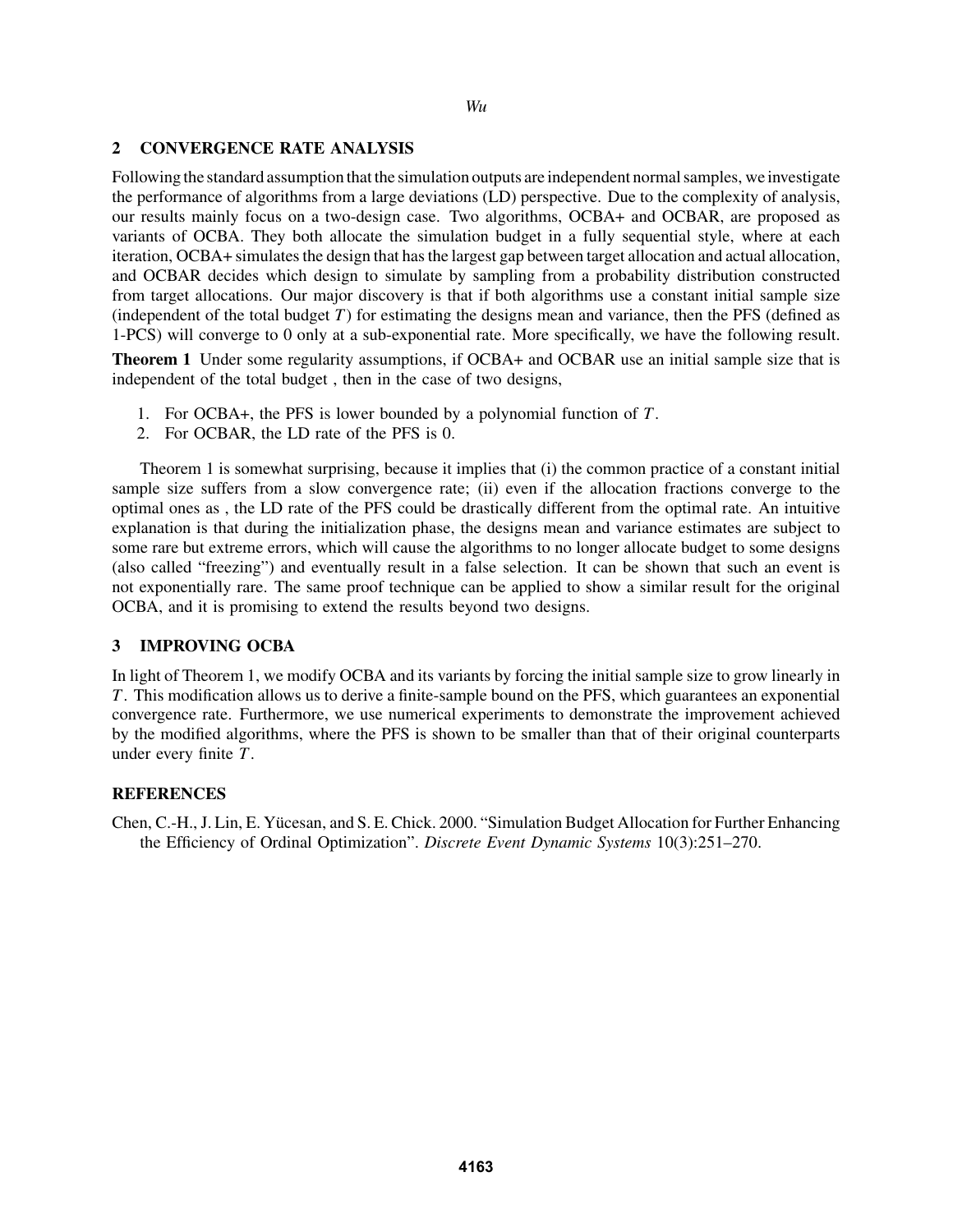## 2 CONVERGENCE RATE ANALYSIS

Following the standard assumption that the simulation outputs are independent normal samples, we investigate the performance of algorithms from a large deviations (LD) perspective. Due to the complexity of analysis, our results mainly focus on a two-design case. Two algorithms, OCBA+ and OCBAR, are proposed as variants of OCBA. They both allocate the simulation budget in a fully sequential style, where at each iteration, OCBA+ simulates the design that has the largest gap between target allocation and actual allocation, and OCBAR decides which design to simulate by sampling from a probability distribution constructed from target allocations. Our major discovery is that if both algorithms use a constant initial sample size (independent of the total budget $T$) for estimating the designs mean and variance, then the PFS (defined as 1-PCS) will converge to 0 only at a sub-exponential rate. More specifically, we have the following result.

**Theorem 1** Under some regularity assumptions, if OCBA+ and OCBAR use an initial sample size that is independent of the total budget , then in the case of two designs,

1. For OCBA+, the PFS is lower bounded by a polynomial function of $T$.
2. For OCBAR, the LD rate of the PFS is 0.

Theorem 1 is somewhat surprising, because it implies that (i) the common practice of a constant initial sample size suffers from a slow convergence rate; (ii) even if the allocation fractions converge to the optimal ones as , the LD rate of the PFS could be drastically different from the optimal rate. An intuitive explanation is that during the initialization phase, the designs mean and variance estimates are subject to some rare but extreme errors, which will cause the algorithms to no longer allocate budget to some designs (also called "freezing") and eventually result in a false selection. It can be shown that such an event is not exponentially rare. The same proof technique can be applied to show a similar result for the original OCBA, and it is promising to extend the results beyond two designs.

## 3 IMPROVING OCBA

In light of Theorem 1, we modify OCBA and its variants by forcing the initial sample size to grow linearly in $T$. This modification allows us to derive a finite-sample bound on the PFS, which guarantees an exponential convergence rate. Furthermore, we use numerical experiments to demonstrate the improvement achieved by the modified algorithms, where the PFS is shown to be smaller than that of their original counterparts under every finite $T$.

## REFERENCES

Chen, C.-H., J. Lin, E. Yücesan, and S. E. Chick. 2000. "Simulation Budget Allocation for Further Enhancing the Efficiency of Ordinal Optimization". *Discrete Event Dynamic Systems* 10(3):251–270.